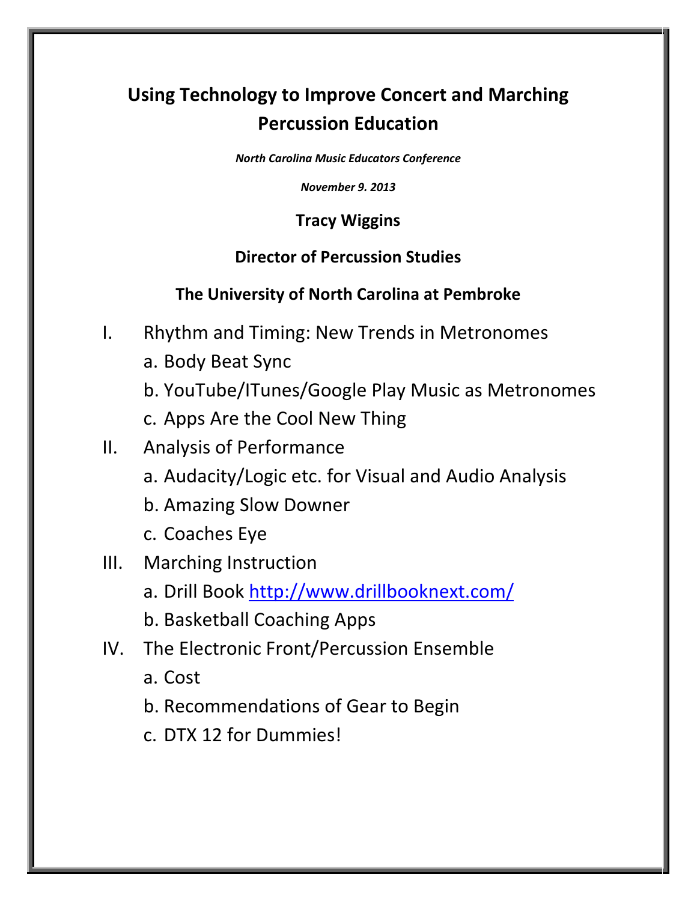# Using Technology to Improve Concert and Marching Percussion Education

***North Carolina Music Educators Conference***

***November 9. 2013***

**Tracy Wiggins**

**Director of Percussion Studies**

**The University of North Carolina at Pembroke**

I. Rhythm and Timing: New Trends in Metronomes
   a. Body Beat Sync
   b. YouTube/ITunes/Google Play Music as Metronomes
   c. Apps Are the Cool New Thing

II. Analysis of Performance
   a. Audacity/Logic etc. for Visual and Audio Analysis
   b. Amazing Slow Downer
   c. Coaches Eye

III. Marching Instruction
   a. Drill Book http://www.drillbooknext.com/
   b. Basketball Coaching Apps

IV. The Electronic Front/Percussion Ensemble
   a. Cost
   b. Recommendations of Gear to Begin
   c. DTX 12 for Dummies!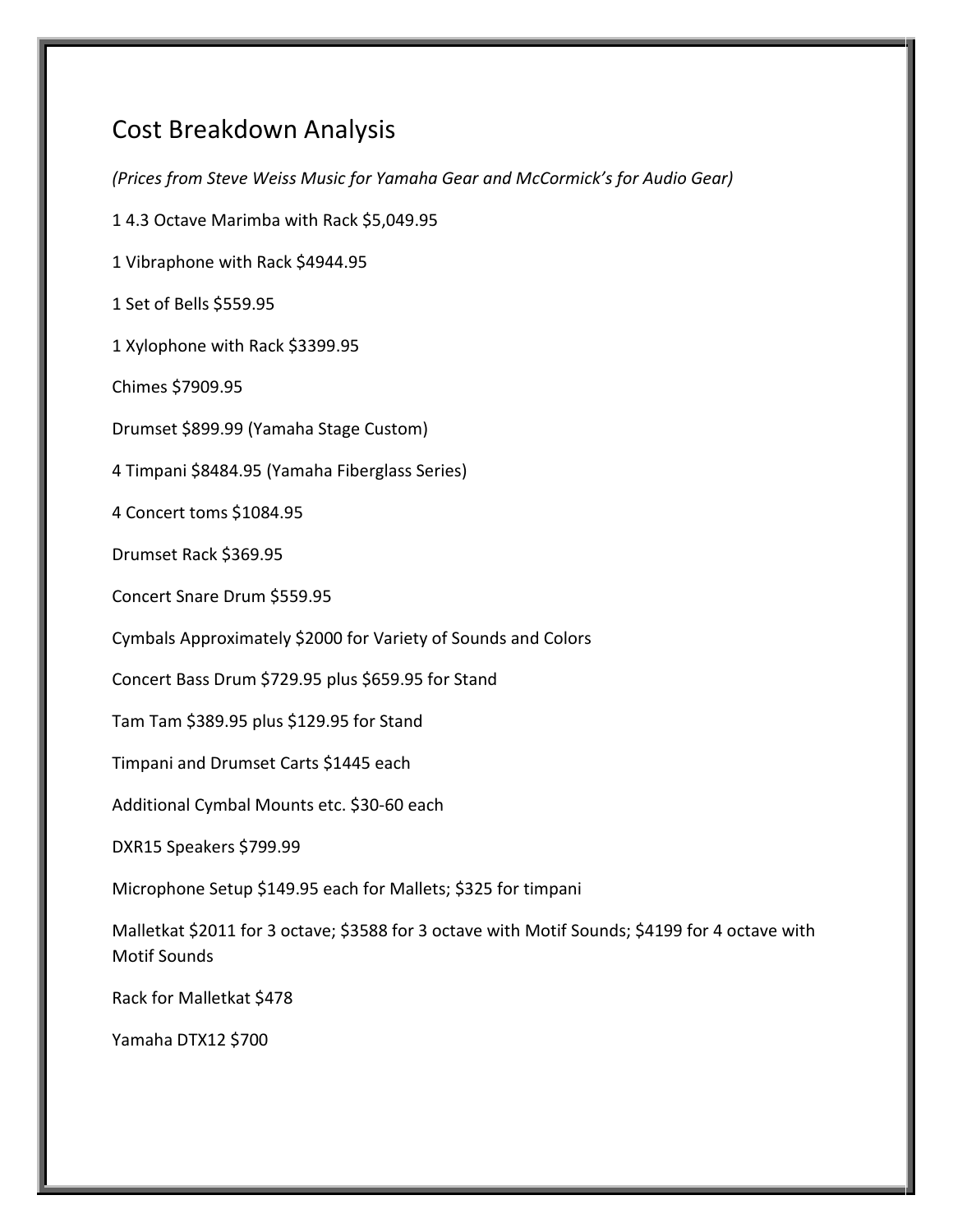# Cost Breakdown Analysis

*(Prices from Steve Weiss Music for Yamaha Gear and McCormick's for Audio Gear)*

1 4.3 Octave Marimba with Rack $5,049.95

1 Vibraphone with Rack $4944.95

1 Set of Bells $559.95

1 Xylophone with Rack $3399.95

Chimes $7909.95

Drumset $899.99 (Yamaha Stage Custom)

4 Timpani $8484.95 (Yamaha Fiberglass Series)

4 Concert toms $1084.95

Drumset Rack $369.95

Concert Snare Drum $559.95

Cymbals Approximately $2000 for Variety of Sounds and Colors

Concert Bass Drum $729.95 plus $659.95 for Stand

Tam Tam $389.95 plus $129.95 for Stand

Timpani and Drumset Carts $1445 each

Additional Cymbal Mounts etc. $30-60 each

DXR15 Speakers $799.99

Microphone Setup $149.95 each for Mallets; $325 for timpani

Malletkat $2011 for 3 octave; $3588 for 3 octave with Motif Sounds; $4199 for 4 octave with Motif Sounds

Rack for Malletkat $478

Yamaha DTX12 $700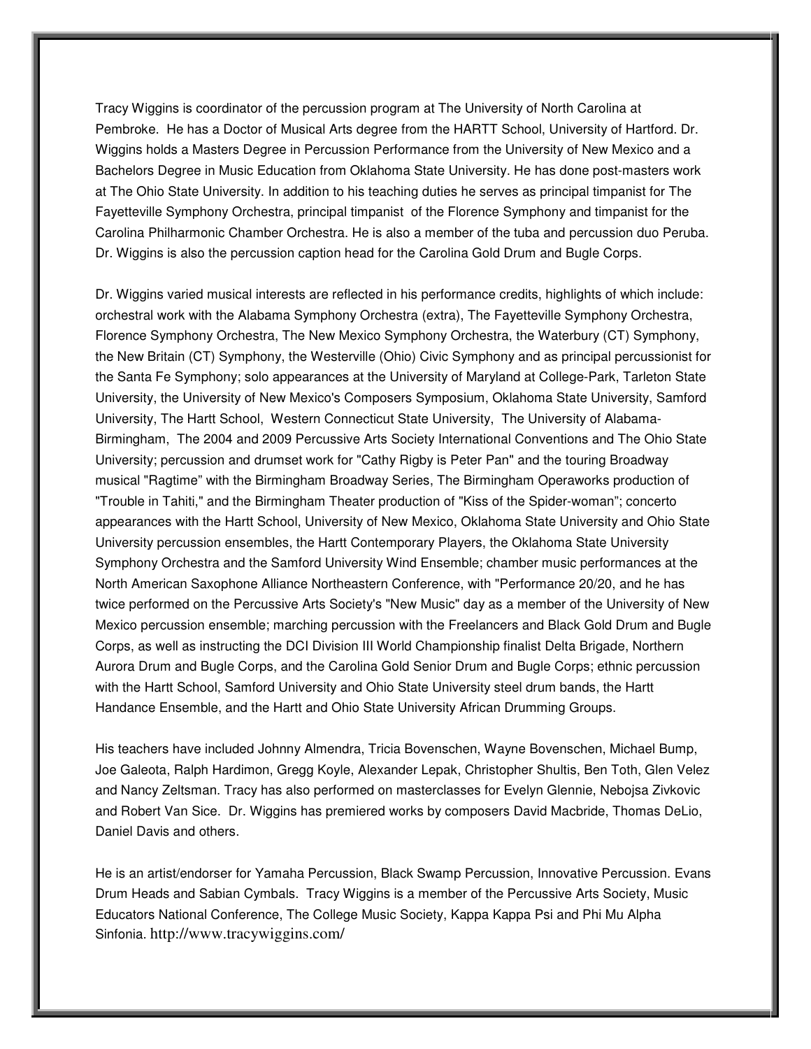Tracy Wiggins is coordinator of the percussion program at The University of North Carolina at Pembroke. He has a Doctor of Musical Arts degree from the HARTT School, University of Hartford. Dr. Wiggins holds a Masters Degree in Percussion Performance from the University of New Mexico and a Bachelors Degree in Music Education from Oklahoma State University. He has done post-masters work at The Ohio State University. In addition to his teaching duties he serves as principal timpanist for The Fayetteville Symphony Orchestra, principal timpanist of the Florence Symphony and timpanist for the Carolina Philharmonic Chamber Orchestra. He is also a member of the tuba and percussion duo Peruba. Dr. Wiggins is also the percussion caption head for the Carolina Gold Drum and Bugle Corps.

Dr. Wiggins varied musical interests are reflected in his performance credits, highlights of which include: orchestral work with the Alabama Symphony Orchestra (extra), The Fayetteville Symphony Orchestra, Florence Symphony Orchestra, The New Mexico Symphony Orchestra, the Waterbury (CT) Symphony, the New Britain (CT) Symphony, the Westerville (Ohio) Civic Symphony and as principal percussionist for the Santa Fe Symphony; solo appearances at the University of Maryland at College-Park, Tarleton State University, the University of New Mexico's Composers Symposium, Oklahoma State University, Samford University, The Hartt School, Western Connecticut State University, The University of Alabama-Birmingham, The 2004 and 2009 Percussive Arts Society International Conventions and The Ohio State University; percussion and drumset work for "Cathy Rigby is Peter Pan" and the touring Broadway musical "Ragtime" with the Birmingham Broadway Series, The Birmingham Operaworks production of "Trouble in Tahiti," and the Birmingham Theater production of "Kiss of the Spider-woman"; concerto appearances with the Hartt School, University of New Mexico, Oklahoma State University and Ohio State University percussion ensembles, the Hartt Contemporary Players, the Oklahoma State University Symphony Orchestra and the Samford University Wind Ensemble; chamber music performances at the North American Saxophone Alliance Northeastern Conference, with "Performance 20/20, and he has twice performed on the Percussive Arts Society's "New Music" day as a member of the University of New Mexico percussion ensemble; marching percussion with the Freelancers and Black Gold Drum and Bugle Corps, as well as instructing the DCI Division III World Championship finalist Delta Brigade, Northern Aurora Drum and Bugle Corps, and the Carolina Gold Senior Drum and Bugle Corps; ethnic percussion with the Hartt School, Samford University and Ohio State University steel drum bands, the Hartt Handance Ensemble, and the Hartt and Ohio State University African Drumming Groups.

His teachers have included Johnny Almendra, Tricia Bovenschen, Wayne Bovenschen, Michael Bump, Joe Galeota, Ralph Hardimon, Gregg Koyle, Alexander Lepak, Christopher Shultis, Ben Toth, Glen Velez and Nancy Zeltsman. Tracy has also performed on masterclasses for Evelyn Glennie, Nebojsa Zivkovic and Robert Van Sice. Dr. Wiggins has premiered works by composers David Macbride, Thomas DeLio, Daniel Davis and others.

He is an artist/endorser for Yamaha Percussion, Black Swamp Percussion, Innovative Percussion. Evans Drum Heads and Sabian Cymbals. Tracy Wiggins is a member of the Percussive Arts Society, Music Educators National Conference, The College Music Society, Kappa Kappa Psi and Phi Mu Alpha Sinfonia. http://www.tracywiggins.com/